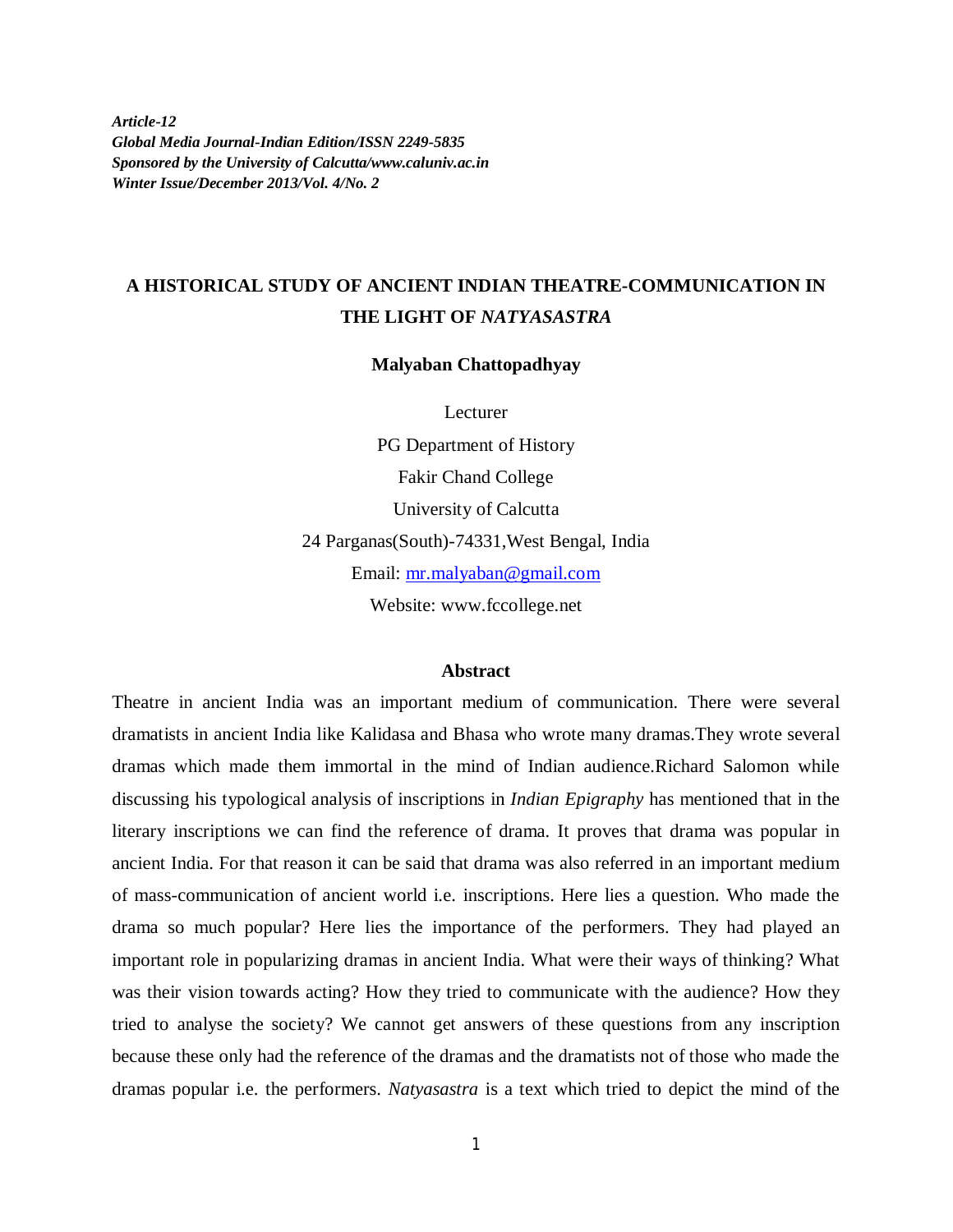***Article-12***
***Global Media Journal-Indian Edition/ISSN 2249-5835***
***Sponsored by the University of Calcutta/www.caluniv.ac.in***
***Winter Issue/December 2013/Vol. 4/No. 2***

# A HISTORICAL STUDY OF ANCIENT INDIAN THEATRE-COMMUNICATION IN THE LIGHT OF *NATYASASTRA*

**Malyaban Chattopadhyay**

Lecturer
PG Department of History
Fakir Chand College
University of Calcutta
24 Parganas(South)-74331,West Bengal, India
Email: mr.malyaban@gmail.com
Website: www.fccollege.net

## Abstract

Theatre in ancient India was an important medium of communication. There were several dramatists in ancient India like Kalidasa and Bhasa who wrote many dramas.They wrote several dramas which made them immortal in the mind of Indian audience.Richard Salomon while discussing his typological analysis of inscriptions in *Indian Epigraphy* has mentioned that in the literary inscriptions we can find the reference of drama. It proves that drama was popular in ancient India. For that reason it can be said that drama was also referred in an important medium of mass-communication of ancient world i.e. inscriptions. Here lies a question. Who made the drama so much popular? Here lies the importance of the performers. They had played an important role in popularizing dramas in ancient India. What were their ways of thinking? What was their vision towards acting? How they tried to communicate with the audience? How they tried to analyse the society? We cannot get answers of these questions from any inscription because these only had the reference of the dramas and the dramatists not of those who made the dramas popular i.e. the performers. *Natyasastra* is a text which tried to depict the mind of the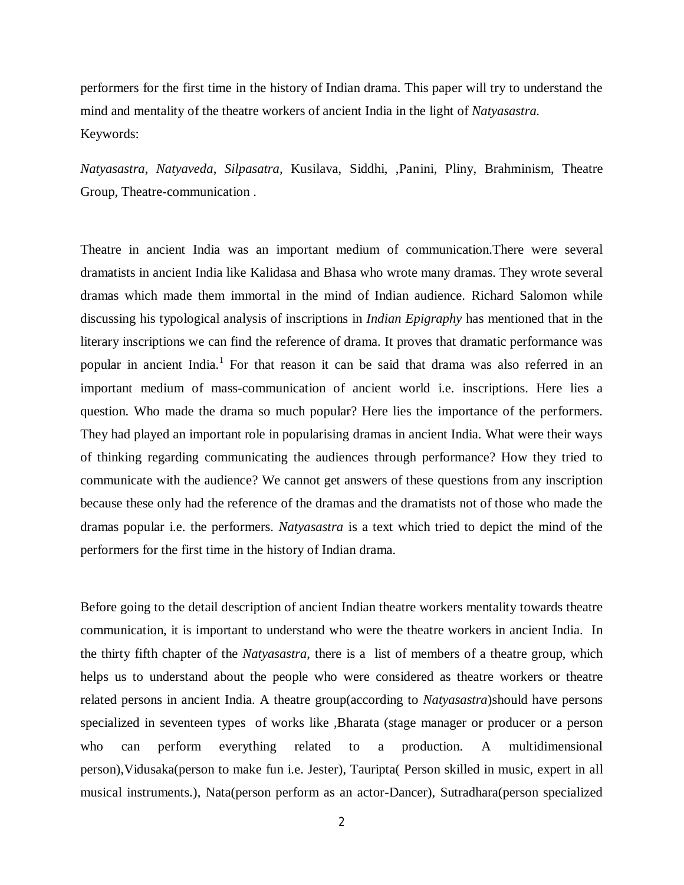performers for the first time in the history of Indian drama. This paper will try to understand the mind and mentality of the theatre workers of ancient India in the light of *Natyasastra.*

Keywords:

*Natyasastra*, *Natyaveda*, *Silpasatra*, Kusilava, Siddhi, ,Panini, Pliny, Brahminism, Theatre Group, Theatre-communication .

Theatre in ancient India was an important medium of communication.There were several dramatists in ancient India like Kalidasa and Bhasa who wrote many dramas. They wrote several dramas which made them immortal in the mind of Indian audience. Richard Salomon while discussing his typological analysis of inscriptions in *Indian Epigraphy* has mentioned that in the literary inscriptions we can find the reference of drama. It proves that dramatic performance was popular in ancient India.[1] For that reason it can be said that drama was also referred in an important medium of mass-communication of ancient world i.e. inscriptions. Here lies a question. Who made the drama so much popular? Here lies the importance of the performers. They had played an important role in popularising dramas in ancient India. What were their ways of thinking regarding communicating the audiences through performance? How they tried to communicate with the audience? We cannot get answers of these questions from any inscription because these only had the reference of the dramas and the dramatists not of those who made the dramas popular i.e. the performers. *Natyasastra* is a text which tried to depict the mind of the performers for the first time in the history of Indian drama.

Before going to the detail description of ancient Indian theatre workers mentality towards theatre communication, it is important to understand who were the theatre workers in ancient India. In the thirty fifth chapter of the *Natyasastra*, there is a list of members of a theatre group, which helps us to understand about the people who were considered as theatre workers or theatre related persons in ancient India. A theatre group(according to *Natyasastra*)should have persons specialized in seventeen types of works like ,Bharata (stage manager or producer or a person who can perform everything related to a production. A multidimensional person),Vidusaka(person to make fun i.e. Jester), Tauripta( Person skilled in music, expert in all musical instruments.), Nata(person perform as an actor-Dancer), Sutradhara(person specialized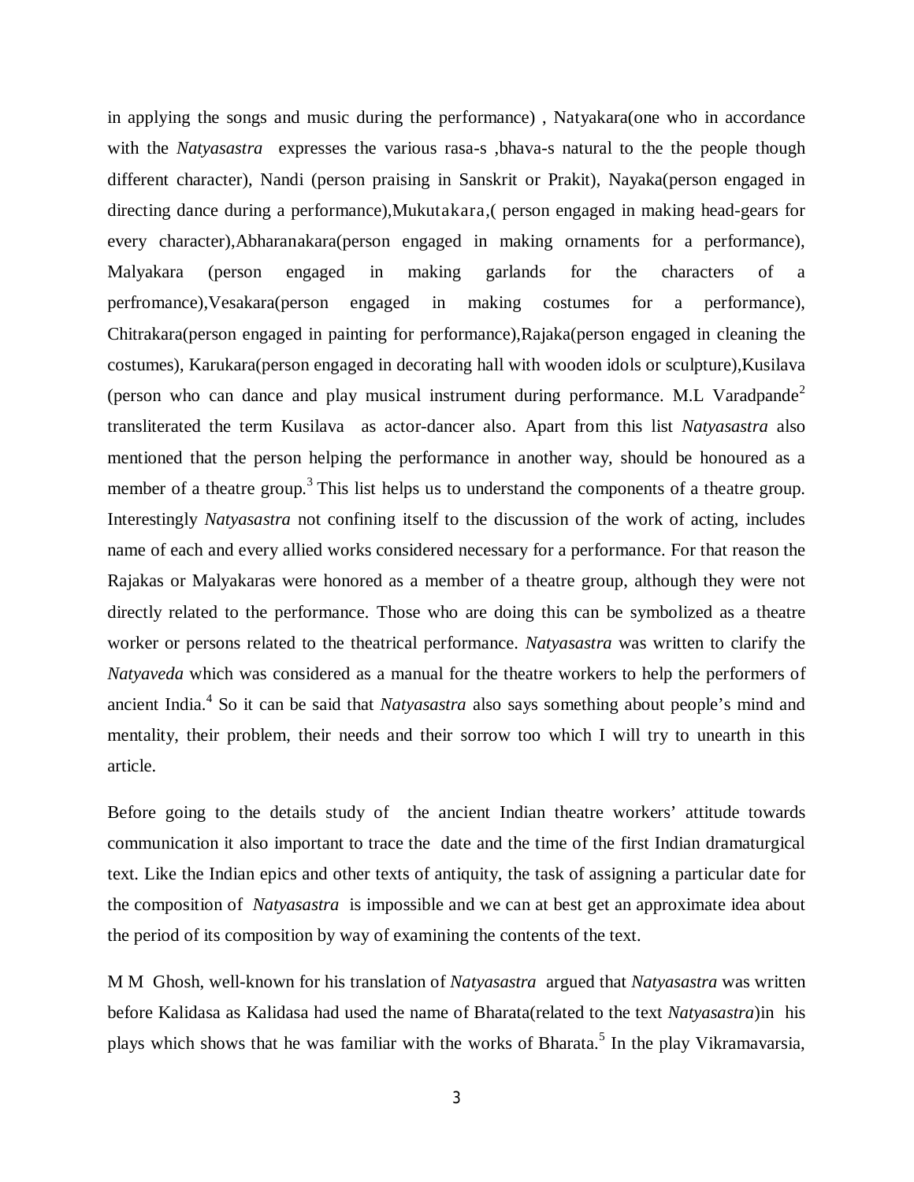in applying the songs and music during the performance) , Natyakara(one who in accordance with the *Natyasastra* expresses the various rasa-s ,bhava-s natural to the the people though different character), Nandi (person praising in Sanskrit or Prakit), Nayaka(person engaged in directing dance during a performance),Mukutakara,( person engaged in making head-gears for every character),Abharanakara(person engaged in making ornaments for a performance), Malyakara (person engaged in making garlands for the characters of a perfromance),Vesakara(person engaged in making costumes for a performance), Chitrakara(person engaged in painting for performance),Rajaka(person engaged in cleaning the costumes), Karukara(person engaged in decorating hall with wooden idols or sculpture),Kusilava (person who can dance and play musical instrument during performance. M.L Varadpande[2] transliterated the term Kusilava as actor-dancer also. Apart from this list *Natyasastra* also mentioned that the person helping the performance in another way, should be honoured as a member of a theatre group.[3] This list helps us to understand the components of a theatre group. Interestingly *Natyasastra* not confining itself to the discussion of the work of acting, includes name of each and every allied works considered necessary for a performance. For that reason the Rajakas or Malyakaras were honored as a member of a theatre group, although they were not directly related to the performance. Those who are doing this can be symbolized as a theatre worker or persons related to the theatrical performance. *Natyasastra* was written to clarify the *Natyaveda* which was considered as a manual for the theatre workers to help the performers of ancient India.[4] So it can be said that *Natyasastra* also says something about people's mind and mentality, their problem, their needs and their sorrow too which I will try to unearth in this article.

Before going to the details study of the ancient Indian theatre workers' attitude towards communication it also important to trace the date and the time of the first Indian dramaturgical text. Like the Indian epics and other texts of antiquity, the task of assigning a particular date for the composition of *Natyasastra* is impossible and we can at best get an approximate idea about the period of its composition by way of examining the contents of the text.

M M Ghosh, well-known for his translation of *Natyasastra* argued that *Natyasastra* was written before Kalidasa as Kalidasa had used the name of Bharata(related to the text *Natyasastra*)in his plays which shows that he was familiar with the works of Bharata.[5] In the play Vikramavarsia,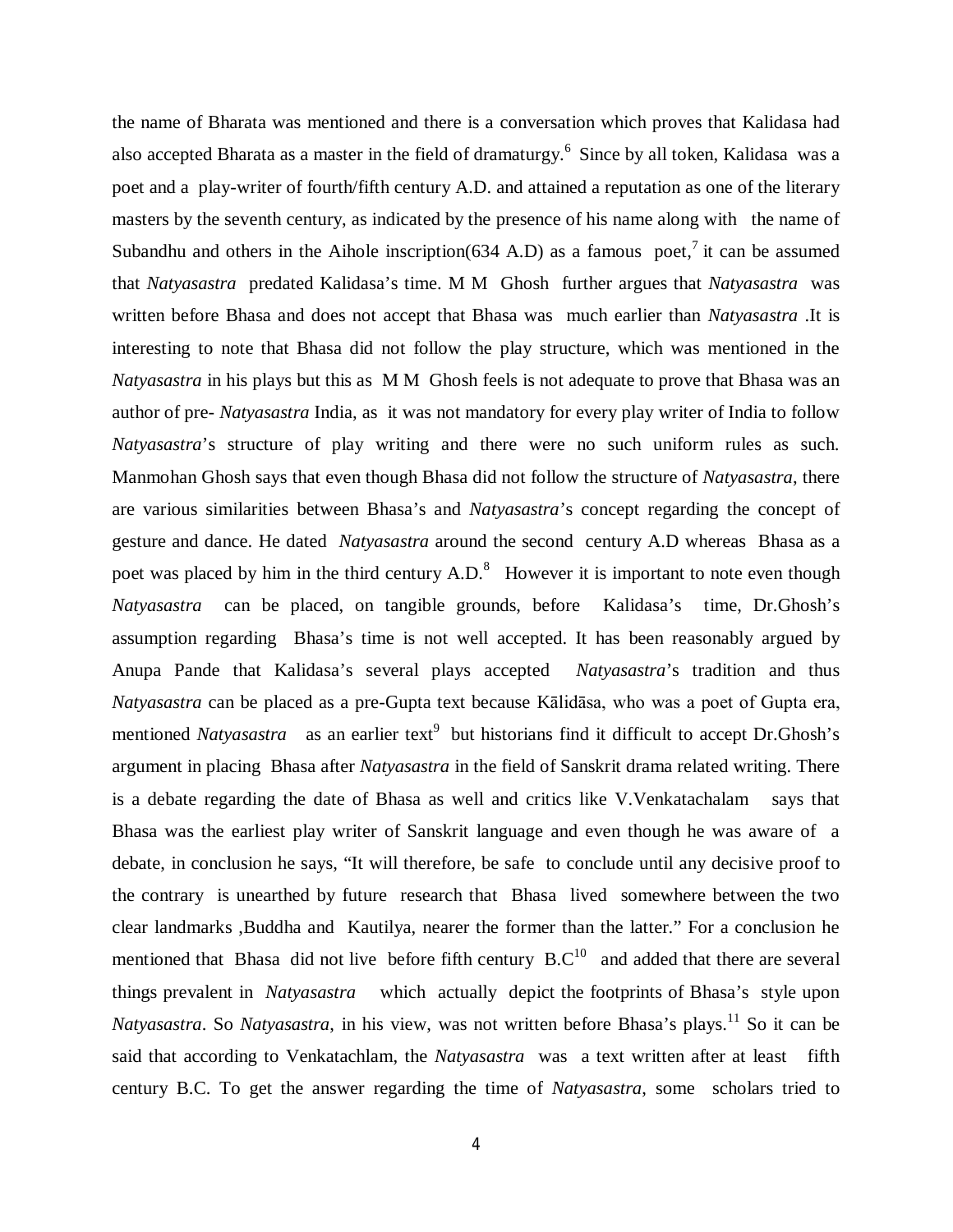the name of Bharata was mentioned and there is a conversation which proves that Kalidasa had also accepted Bharata as a master in the field of dramaturgy.[6] Since by all token, Kalidasa was a poet and a play-writer of fourth/fifth century A.D. and attained a reputation as one of the literary masters by the seventh century, as indicated by the presence of his name along with the name of Subandhu and others in the Aihole inscription(634 A.D) as a famous poet,[7] it can be assumed that *Natyasastra* predated Kalidasa's time. M M Ghosh further argues that *Natyasastra* was written before Bhasa and does not accept that Bhasa was much earlier than *Natyasastra* .It is interesting to note that Bhasa did not follow the play structure, which was mentioned in the *Natyasastra* in his plays but this as M M Ghosh feels is not adequate to prove that Bhasa was an author of pre- *Natyasastra* India, as it was not mandatory for every play writer of India to follow *Natyasastra*'s structure of play writing and there were no such uniform rules as such. Manmohan Ghosh says that even though Bhasa did not follow the structure of *Natyasastra*, there are various similarities between Bhasa's and *Natyasastra*'s concept regarding the concept of gesture and dance. He dated *Natyasastra* around the second century A.D whereas Bhasa as a poet was placed by him in the third century A.D.[8] However it is important to note even though *Natyasastra* can be placed, on tangible grounds, before Kalidasa's time, Dr.Ghosh's assumption regarding Bhasa's time is not well accepted. It has been reasonably argued by Anupa Pande that Kalidasa's several plays accepted *Natyasastra*'s tradition and thus *Natyasastra* can be placed as a pre-Gupta text because Kālidāsa, who was a poet of Gupta era, mentioned *Natyasastra* as an earlier text[9] but historians find it difficult to accept Dr.Ghosh's argument in placing Bhasa after *Natyasastra* in the field of Sanskrit drama related writing. There is a debate regarding the date of Bhasa as well and critics like V.Venkatachalam says that Bhasa was the earliest play writer of Sanskrit language and even though he was aware of a debate, in conclusion he says, "It will therefore, be safe to conclude until any decisive proof to the contrary is unearthed by future research that Bhasa lived somewhere between the two clear landmarks ,Buddha and Kautilya, nearer the former than the latter." For a conclusion he mentioned that Bhasa did not live before fifth century B.C[10] and added that there are several things prevalent in *Natyasastra* which actually depict the footprints of Bhasa's style upon *Natyasastra*. So *Natyasastra*, in his view, was not written before Bhasa's plays.[11] So it can be said that according to Venkatachlam, the *Natyasastra* was a text written after at least fifth century B.C. To get the answer regarding the time of *Natyasastra*, some scholars tried to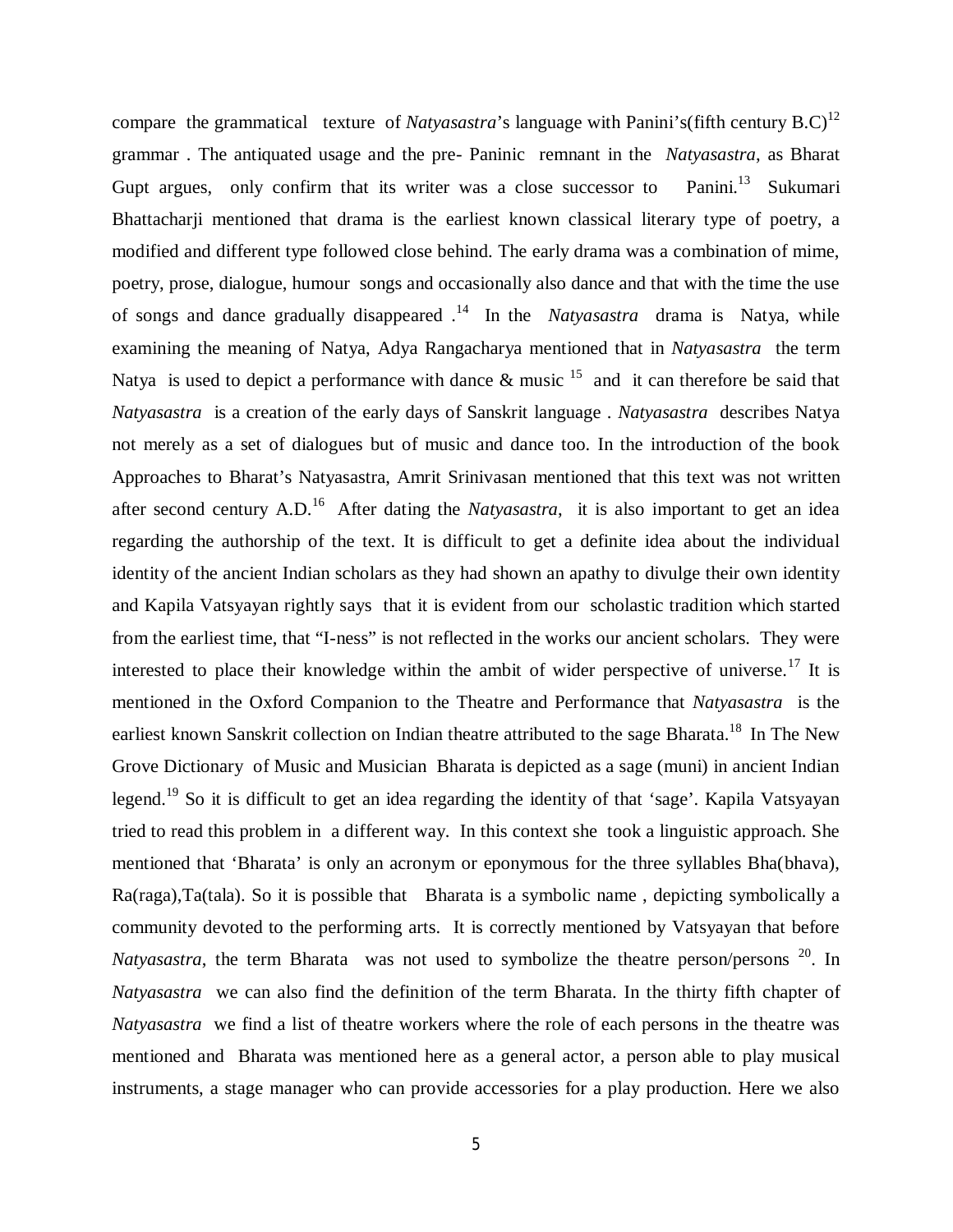compare the grammatical texture of *Natyasastra*'s language with Panini's(fifth century B.C)[12] grammar . The antiquated usage and the pre- Paninic remnant in the *Natyasastra*, as Bharat Gupt argues, only confirm that its writer was a close successor to Panini.[13] Sukumari Bhattacharji mentioned that drama is the earliest known classical literary type of poetry, a modified and different type followed close behind. The early drama was a combination of mime, poetry, prose, dialogue, humour songs and occasionally also dance and that with the time the use of songs and dance gradually disappeared .[14] In the *Natyasastra* drama is Natya, while examining the meaning of Natya, Adya Rangacharya mentioned that in *Natyasastra* the term Natya is used to depict a performance with dance & music [15] and it can therefore be said that *Natyasastra* is a creation of the early days of Sanskrit language . *Natyasastra* describes Natya not merely as a set of dialogues but of music and dance too. In the introduction of the book Approaches to Bharat's Natyasastra, Amrit Srinivasan mentioned that this text was not written after second century A.D.[16] After dating the *Natyasastra*, it is also important to get an idea regarding the authorship of the text. It is difficult to get a definite idea about the individual identity of the ancient Indian scholars as they had shown an apathy to divulge their own identity and Kapila Vatsyayan rightly says that it is evident from our scholastic tradition which started from the earliest time, that "I-ness" is not reflected in the works our ancient scholars. They were interested to place their knowledge within the ambit of wider perspective of universe.[17] It is mentioned in the Oxford Companion to the Theatre and Performance that *Natyasastra* is the earliest known Sanskrit collection on Indian theatre attributed to the sage Bharata.[18] In The New Grove Dictionary of Music and Musician Bharata is depicted as a sage (muni) in ancient Indian legend.[19] So it is difficult to get an idea regarding the identity of that 'sage'. Kapila Vatsyayan tried to read this problem in a different way. In this context she took a linguistic approach. She mentioned that 'Bharata' is only an acronym or eponymous for the three syllables Bha(bhava), Ra(raga),Ta(tala). So it is possible that Bharata is a symbolic name , depicting symbolically a community devoted to the performing arts. It is correctly mentioned by Vatsyayan that before *Natyasastra*, the term Bharata was not used to symbolize the theatre person/persons [20]. In *Natyasastra* we can also find the definition of the term Bharata. In the thirty fifth chapter of *Natyasastra* we find a list of theatre workers where the role of each persons in the theatre was mentioned and Bharata was mentioned here as a general actor, a person able to play musical instruments, a stage manager who can provide accessories for a play production. Here we also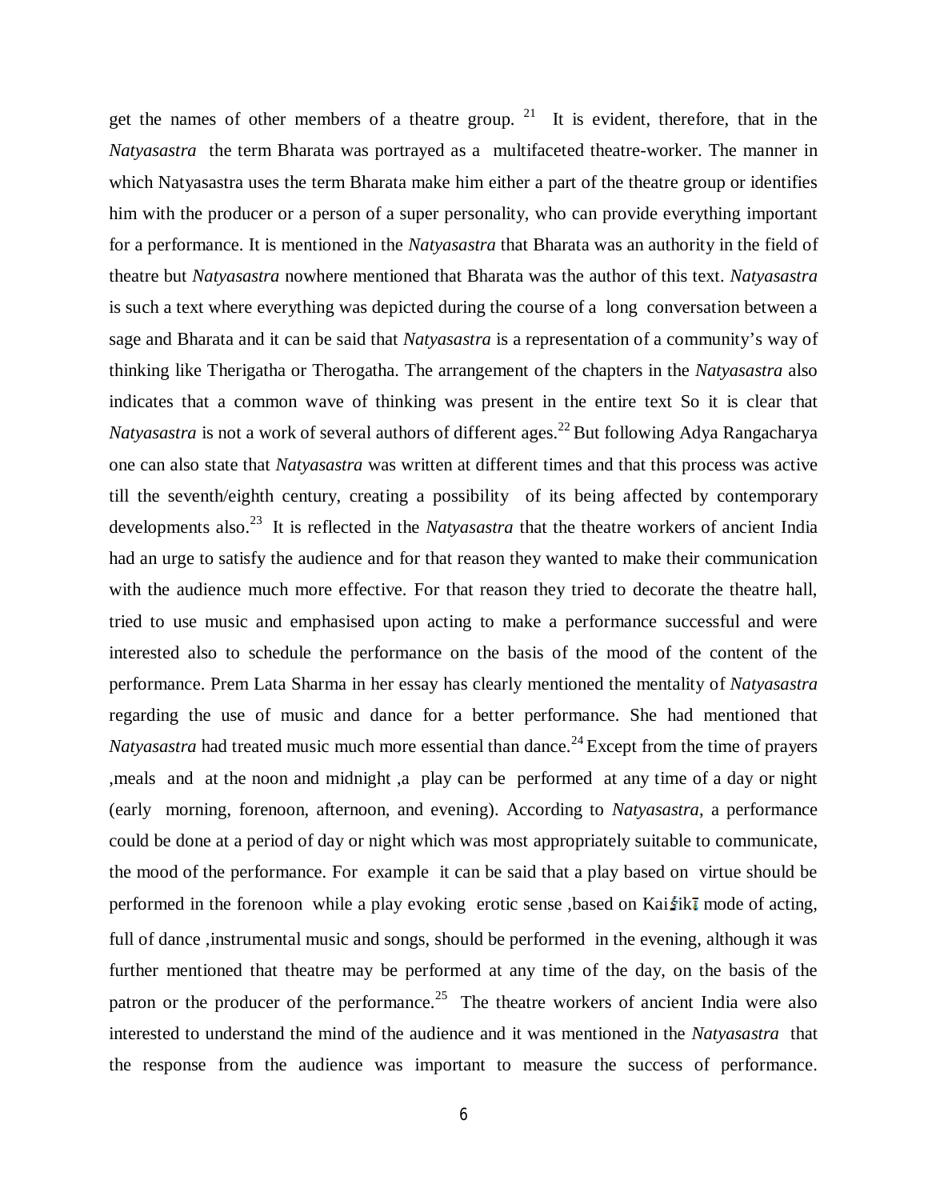get the names of other members of a theatre group. [21] It is evident, therefore, that in the *Natyasastra* the term Bharata was portrayed as a multifaceted theatre-worker. The manner in which Natyasastra uses the term Bharata make him either a part of the theatre group or identifies him with the producer or a person of a super personality, who can provide everything important for a performance. It is mentioned in the *Natyasastra* that Bharata was an authority in the field of theatre but *Natyasastra* nowhere mentioned that Bharata was the author of this text. *Natyasastra* is such a text where everything was depicted during the course of a long conversation between a sage and Bharata and it can be said that *Natyasastra* is a representation of a community's way of thinking like Therigatha or Therogatha. The arrangement of the chapters in the *Natyasastra* also indicates that a common wave of thinking was present in the entire text So it is clear that *Natyasastra* is not a work of several authors of different ages.[22] But following Adya Rangacharya one can also state that *Natyasastra* was written at different times and that this process was active till the seventh/eighth century, creating a possibility of its being affected by contemporary developments also.[23] It is reflected in the *Natyasastra* that the theatre workers of ancient India had an urge to satisfy the audience and for that reason they wanted to make their communication with the audience much more effective. For that reason they tried to decorate the theatre hall, tried to use music and emphasised upon acting to make a performance successful and were interested also to schedule the performance on the basis of the mood of the content of the performance. Prem Lata Sharma in her essay has clearly mentioned the mentality of *Natyasastra* regarding the use of music and dance for a better performance. She had mentioned that *Natyasastra* had treated music much more essential than dance.[24] Except from the time of prayers ,meals and at the noon and midnight ,a play can be performed at any time of a day or night (early morning, forenoon, afternoon, and evening). According to *Natyasastra*, a performance could be done at a period of day or night which was most appropriately suitable to communicate, the mood of the performance. For example it can be said that a play based on virtue should be performed in the forenoon while a play evoking erotic sense ,based on Kaiśikī mode of acting, full of dance ,instrumental music and songs, should be performed in the evening, although it was further mentioned that theatre may be performed at any time of the day, on the basis of the patron or the producer of the performance.[25] The theatre workers of ancient India were also interested to understand the mind of the audience and it was mentioned in the *Natyasastra* that the response from the audience was important to measure the success of performance.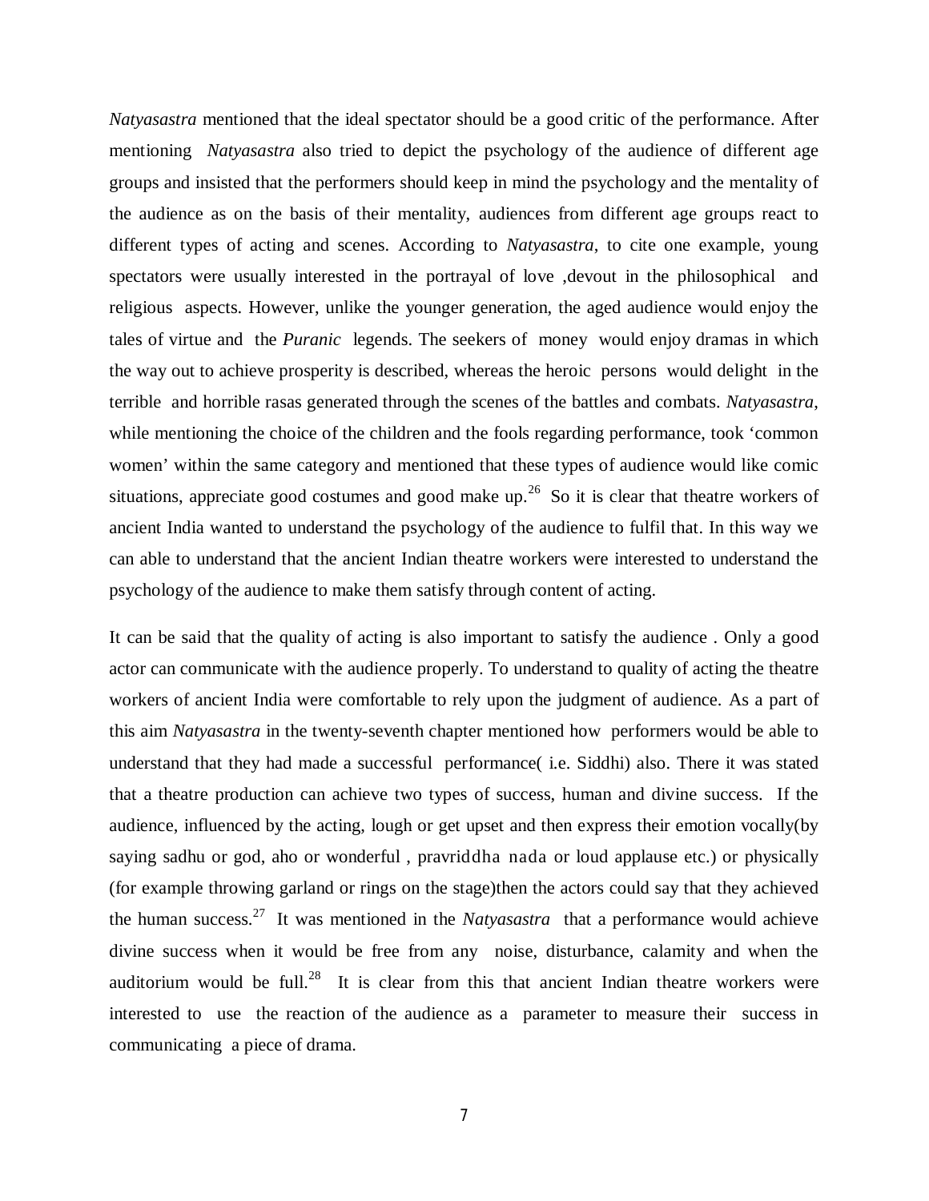*Natyasastra* mentioned that the ideal spectator should be a good critic of the performance. After mentioning *Natyasastra* also tried to depict the psychology of the audience of different age groups and insisted that the performers should keep in mind the psychology and the mentality of the audience as on the basis of their mentality, audiences from different age groups react to different types of acting and scenes. According to *Natyasastra*, to cite one example, young spectators were usually interested in the portrayal of love ,devout in the philosophical and religious aspects. However, unlike the younger generation, the aged audience would enjoy the tales of virtue and the *Puranic* legends. The seekers of money would enjoy dramas in which the way out to achieve prosperity is described, whereas the heroic persons would delight in the terrible and horrible rasas generated through the scenes of the battles and combats. *Natyasastra*, while mentioning the choice of the children and the fools regarding performance, took 'common women' within the same category and mentioned that these types of audience would like comic situations, appreciate good costumes and good make up.[26] So it is clear that theatre workers of ancient India wanted to understand the psychology of the audience to fulfil that. In this way we can able to understand that the ancient Indian theatre workers were interested to understand the psychology of the audience to make them satisfy through content of acting.

It can be said that the quality of acting is also important to satisfy the audience . Only a good actor can communicate with the audience properly. To understand to quality of acting the theatre workers of ancient India were comfortable to rely upon the judgment of audience. As a part of this aim *Natyasastra* in the twenty-seventh chapter mentioned how performers would be able to understand that they had made a successful performance( i.e. Siddhi) also. There it was stated that a theatre production can achieve two types of success, human and divine success. If the audience, influenced by the acting, lough or get upset and then express their emotion vocally(by saying sadhu or god, aho or wonderful , pravriddha nada or loud applause etc.) or physically (for example throwing garland or rings on the stage)then the actors could say that they achieved the human success.[27] It was mentioned in the *Natyasastra* that a performance would achieve divine success when it would be free from any noise, disturbance, calamity and when the auditorium would be full.[28] It is clear from this that ancient Indian theatre workers were interested to use the reaction of the audience as a parameter to measure their success in communicating a piece of drama.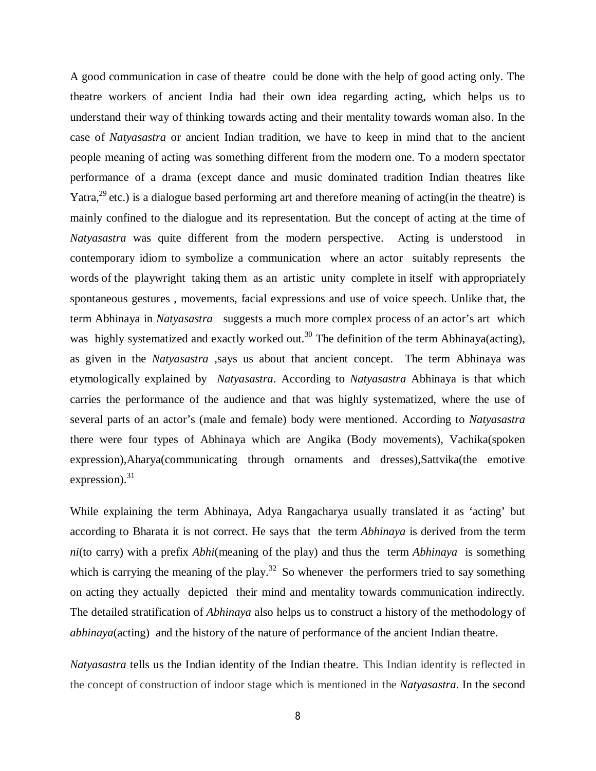A good communication in case of theatre could be done with the help of good acting only. The theatre workers of ancient India had their own idea regarding acting, which helps us to understand their way of thinking towards acting and their mentality towards woman also. In the case of *Natyasastra* or ancient Indian tradition, we have to keep in mind that to the ancient people meaning of acting was something different from the modern one. To a modern spectator performance of a drama (except dance and music dominated tradition Indian theatres like Yatra,[29] etc.) is a dialogue based performing art and therefore meaning of acting(in the theatre) is mainly confined to the dialogue and its representation. But the concept of acting at the time of *Natyasastra* was quite different from the modern perspective. Acting is understood in contemporary idiom to symbolize a communication where an actor suitably represents the words of the playwright taking them as an artistic unity complete in itself with appropriately spontaneous gestures , movements, facial expressions and use of voice speech. Unlike that, the term Abhinaya in *Natyasastra* suggests a much more complex process of an actor's art which was highly systematized and exactly worked out.[30] The definition of the term Abhinaya(acting), as given in the *Natyasastra* ,says us about that ancient concept. The term Abhinaya was etymologically explained by *Natyasastra*. According to *Natyasastra* Abhinaya is that which carries the performance of the audience and that was highly systematized, where the use of several parts of an actor's (male and female) body were mentioned. According to *Natyasastra* there were four types of Abhinaya which are Angika (Body movements), Vachika(spoken expression),Aharya(communicating through ornaments and dresses),Sattvika(the emotive expression).[31]

While explaining the term Abhinaya, Adya Rangacharya usually translated it as 'acting' but according to Bharata it is not correct. He says that the term *Abhinaya* is derived from the term *ni*(to carry) with a prefix *Abhi*(meaning of the play) and thus the term *Abhinaya* is something which is carrying the meaning of the play.[32] So whenever the performers tried to say something on acting they actually depicted their mind and mentality towards communication indirectly. The detailed stratification of *Abhinaya* also helps us to construct a history of the methodology of *abhinaya*(acting) and the history of the nature of performance of the ancient Indian theatre.

*Natyasastra* tells us the Indian identity of the Indian theatre. This Indian identity is reflected in the concept of construction of indoor stage which is mentioned in the *Natyasastra*. In the second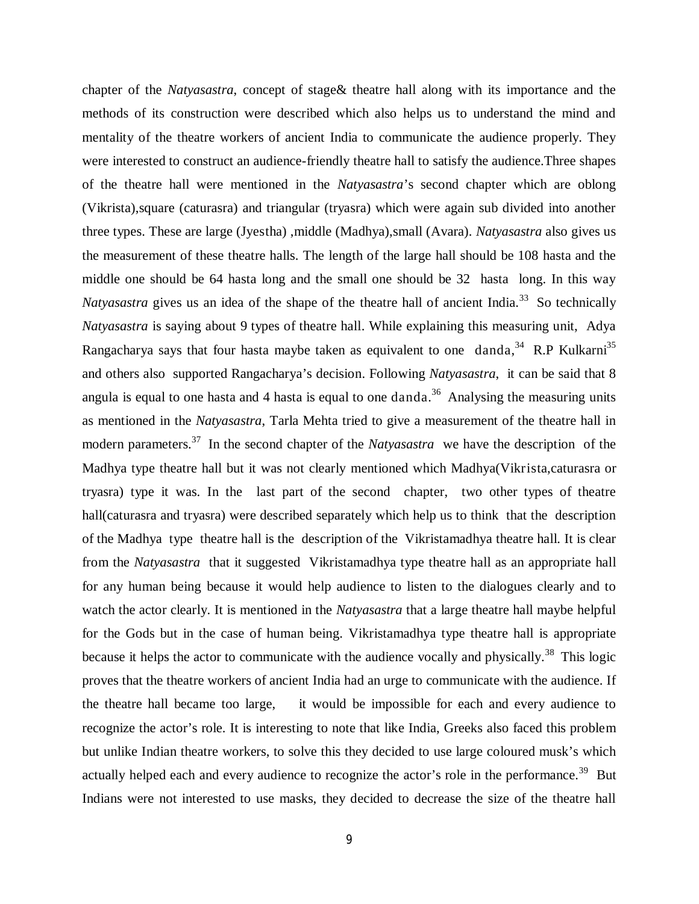chapter of the *Natyasastra*, concept of stage& theatre hall along with its importance and the methods of its construction were described which also helps us to understand the mind and mentality of the theatre workers of ancient India to communicate the audience properly. They were interested to construct an audience-friendly theatre hall to satisfy the audience.Three shapes of the theatre hall were mentioned in the *Natyasastra*'s second chapter which are oblong (Vikrista),square (caturasra) and triangular (tryasra) which were again sub divided into another three types. These are large (Jyestha) ,middle (Madhya),small (Avara). *Natyasastra* also gives us the measurement of these theatre halls. The length of the large hall should be 108 hasta and the middle one should be 64 hasta long and the small one should be 32 hasta long. In this way *Natyasastra* gives us an idea of the shape of the theatre hall of ancient India.[33] So technically *Natyasastra* is saying about 9 types of theatre hall. While explaining this measuring unit, Adya Rangacharya says that four hasta maybe taken as equivalent to one danda,[34] R.P Kulkarni[35] and others also supported Rangacharya's decision. Following *Natyasastra*, it can be said that 8 angula is equal to one hasta and 4 hasta is equal to one danda.[36] Analysing the measuring units as mentioned in the *Natyasastra*, Tarla Mehta tried to give a measurement of the theatre hall in modern parameters.[37] In the second chapter of the *Natyasastra* we have the description of the Madhya type theatre hall but it was not clearly mentioned which Madhya(Vikrista,caturasra or tryasra) type it was. In the last part of the second chapter, two other types of theatre hall(caturasra and tryasra) were described separately which help us to think that the description of the Madhya type theatre hall is the description of the Vikristamadhya theatre hall. It is clear from the *Natyasastra* that it suggested Vikristamadhya type theatre hall as an appropriate hall for any human being because it would help audience to listen to the dialogues clearly and to watch the actor clearly. It is mentioned in the *Natyasastra* that a large theatre hall maybe helpful for the Gods but in the case of human being. Vikristamadhya type theatre hall is appropriate because it helps the actor to communicate with the audience vocally and physically.[38] This logic proves that the theatre workers of ancient India had an urge to communicate with the audience. If the theatre hall became too large, it would be impossible for each and every audience to recognize the actor's role. It is interesting to note that like India, Greeks also faced this problem but unlike Indian theatre workers, to solve this they decided to use large coloured musk's which actually helped each and every audience to recognize the actor's role in the performance.[39] But Indians were not interested to use masks, they decided to decrease the size of the theatre hall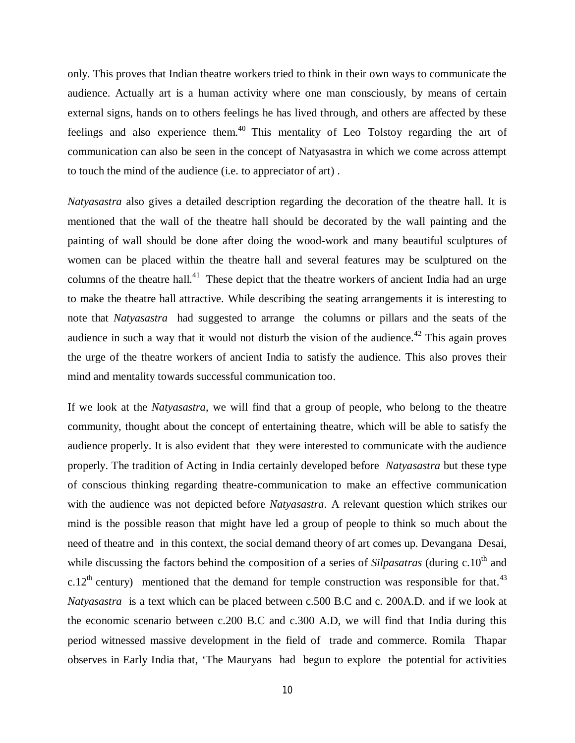only. This proves that Indian theatre workers tried to think in their own ways to communicate the audience. Actually art is a human activity where one man consciously, by means of certain external signs, hands on to others feelings he has lived through, and others are affected by these feelings and also experience them.[40] This mentality of Leo Tolstoy regarding the art of communication can also be seen in the concept of Natyasastra in which we come across attempt to touch the mind of the audience (i.e. to appreciator of art) .

*Natyasastra* also gives a detailed description regarding the decoration of the theatre hall. It is mentioned that the wall of the theatre hall should be decorated by the wall painting and the painting of wall should be done after doing the wood-work and many beautiful sculptures of women can be placed within the theatre hall and several features may be sculptured on the columns of the theatre hall.[41] These depict that the theatre workers of ancient India had an urge to make the theatre hall attractive. While describing the seating arrangements it is interesting to note that *Natyasastra* had suggested to arrange the columns or pillars and the seats of the audience in such a way that it would not disturb the vision of the audience.[42] This again proves the urge of the theatre workers of ancient India to satisfy the audience. This also proves their mind and mentality towards successful communication too.

If we look at the *Natyasastra*, we will find that a group of people, who belong to the theatre community, thought about the concept of entertaining theatre, which will be able to satisfy the audience properly. It is also evident that they were interested to communicate with the audience properly. The tradition of Acting in India certainly developed before *Natyasastra* but these type of conscious thinking regarding theatre-communication to make an effective communication with the audience was not depicted before *Natyasastra*. A relevant question which strikes our mind is the possible reason that might have led a group of people to think so much about the need of theatre and in this context, the social demand theory of art comes up. Devangana Desai, while discussing the factors behind the composition of a series of *Silpasatras* (during c.10th and c.12th century) mentioned that the demand for temple construction was responsible for that.[43] *Natyasastra* is a text which can be placed between c.500 B.C and c. 200A.D. and if we look at the economic scenario between c.200 B.C and c.300 A.D, we will find that India during this period witnessed massive development in the field of trade and commerce. Romila Thapar observes in Early India that, 'The Mauryans had begun to explore the potential for activities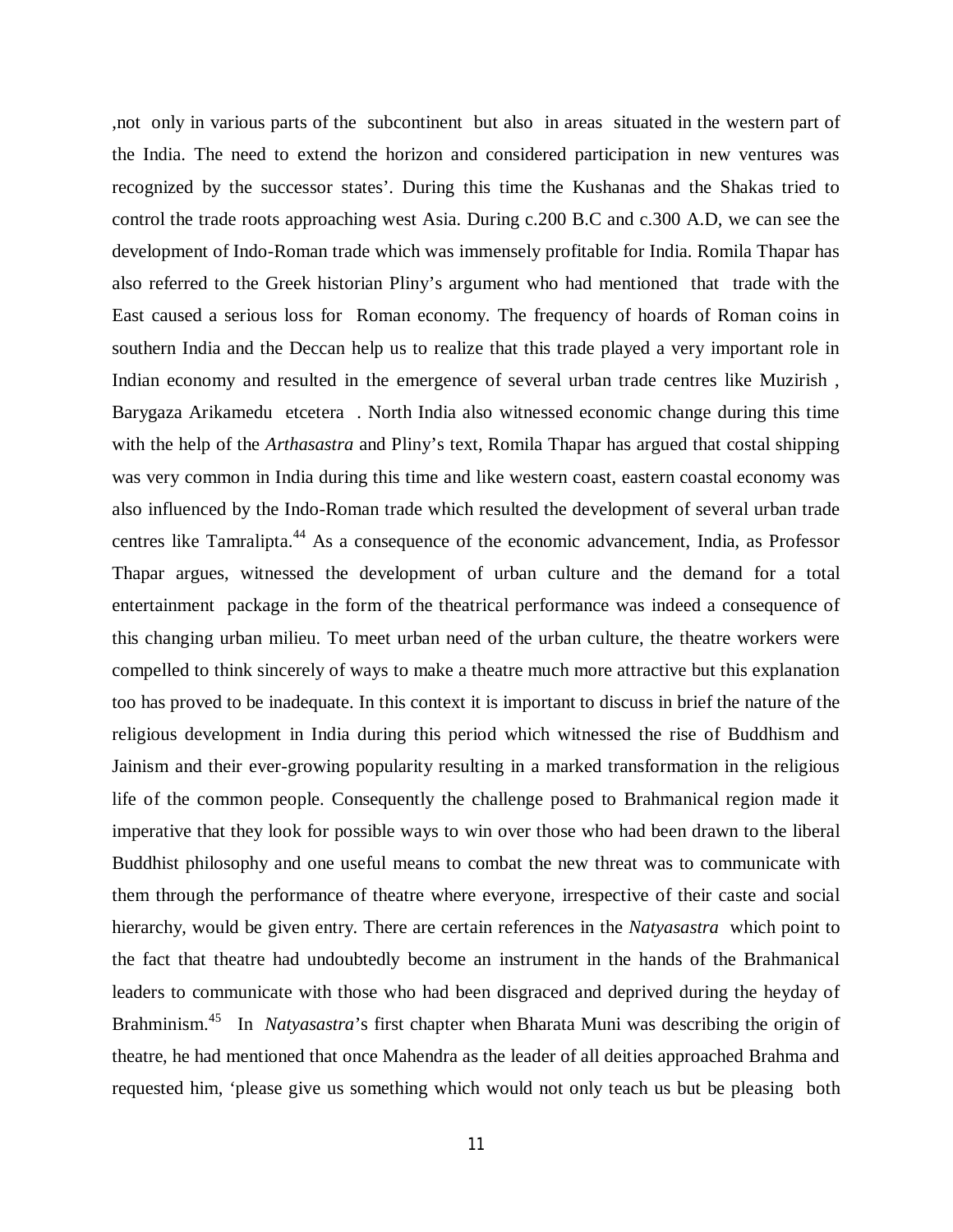,not only in various parts of the subcontinent but also in areas situated in the western part of the India. The need to extend the horizon and considered participation in new ventures was recognized by the successor states'. During this time the Kushanas and the Shakas tried to control the trade roots approaching west Asia. During c.200 B.C and c.300 A.D, we can see the development of Indo-Roman trade which was immensely profitable for India. Romila Thapar has also referred to the Greek historian Pliny's argument who had mentioned that trade with the East caused a serious loss for Roman economy. The frequency of hoards of Roman coins in southern India and the Deccan help us to realize that this trade played a very important role in Indian economy and resulted in the emergence of several urban trade centres like Muzirish , Barygaza Arikamedu etcetera . North India also witnessed economic change during this time with the help of the *Arthasastra* and Pliny's text, Romila Thapar has argued that costal shipping was very common in India during this time and like western coast, eastern coastal economy was also influenced by the Indo-Roman trade which resulted the development of several urban trade centres like Tamralipta.[44] As a consequence of the economic advancement, India, as Professor Thapar argues, witnessed the development of urban culture and the demand for a total entertainment package in the form of the theatrical performance was indeed a consequence of this changing urban milieu. To meet urban need of the urban culture, the theatre workers were compelled to think sincerely of ways to make a theatre much more attractive but this explanation too has proved to be inadequate. In this context it is important to discuss in brief the nature of the religious development in India during this period which witnessed the rise of Buddhism and Jainism and their ever-growing popularity resulting in a marked transformation in the religious life of the common people. Consequently the challenge posed to Brahmanical region made it imperative that they look for possible ways to win over those who had been drawn to the liberal Buddhist philosophy and one useful means to combat the new threat was to communicate with them through the performance of theatre where everyone, irrespective of their caste and social hierarchy, would be given entry. There are certain references in the *Natyasastra* which point to the fact that theatre had undoubtedly become an instrument in the hands of the Brahmanical leaders to communicate with those who had been disgraced and deprived during the heyday of Brahminism.[45] In *Natyasastra*'s first chapter when Bharata Muni was describing the origin of theatre, he had mentioned that once Mahendra as the leader of all deities approached Brahma and requested him, 'please give us something which would not only teach us but be pleasing both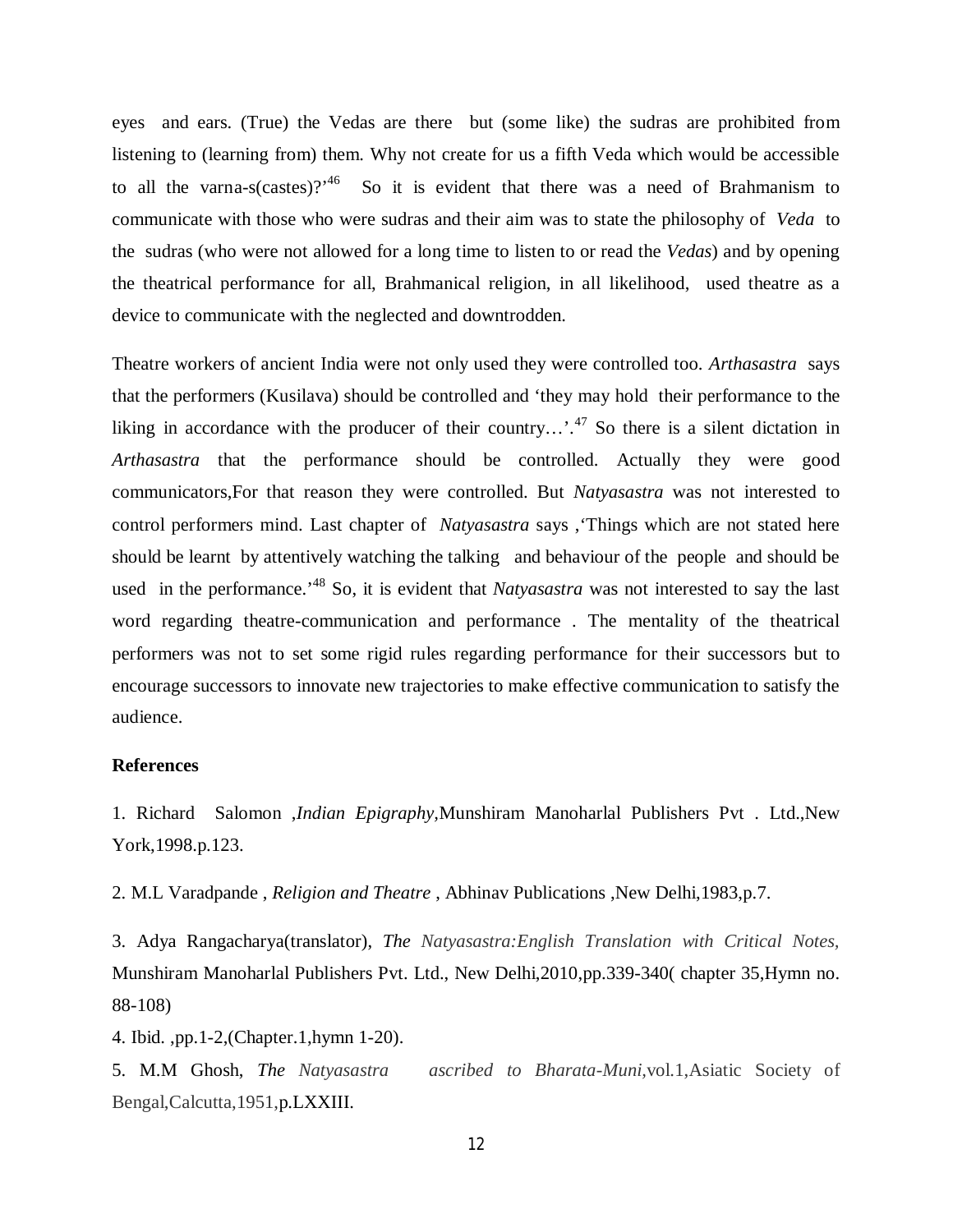eyes and ears. (True) the Vedas are there but (some like) the sudras are prohibited from listening to (learning from) them. Why not create for us a fifth Veda which would be accessible to all the varna-s(castes)?'[46] So it is evident that there was a need of Brahmanism to communicate with those who were sudras and their aim was to state the philosophy of *Veda* to the sudras (who were not allowed for a long time to listen to or read the *Vedas*) and by opening the theatrical performance for all, Brahmanical religion, in all likelihood, used theatre as a device to communicate with the neglected and downtrodden.

Theatre workers of ancient India were not only used they were controlled too. *Arthasastra* says that the performers (Kusilava) should be controlled and 'they may hold their performance to the liking in accordance with the producer of their country…'.[47] So there is a silent dictation in *Arthasastra* that the performance should be controlled. Actually they were good communicators,For that reason they were controlled. But *Natyasastra* was not interested to control performers mind. Last chapter of *Natyasastra* says ,'Things which are not stated here should be learnt by attentively watching the talking and behaviour of the people and should be used in the performance.'[48] So, it is evident that *Natyasastra* was not interested to say the last word regarding theatre-communication and performance . The mentality of the theatrical performers was not to set some rigid rules regarding performance for their successors but to encourage successors to innovate new trajectories to make effective communication to satisfy the audience.

**References**

1. Richard Salomon ,*Indian Epigraphy*,Munshiram Manoharlal Publishers Pvt . Ltd.,New York,1998.p.123.

2. M.L Varadpande , *Religion and Theatre* , Abhinav Publications ,New Delhi,1983,p.7.

3. Adya Rangacharya(translator), *The Natyasastra:English Translation with Critical Notes,* Munshiram Manoharlal Publishers Pvt. Ltd., New Delhi,2010,pp.339-340( chapter 35,Hymn no. 88-108)

4. Ibid. ,pp.1-2,(Chapter.1,hymn 1-20).

5. M.M Ghosh, *The Natyasastra ascribed to Bharata-Muni*,vol.1,Asiatic Society of Bengal,Calcutta,1951,p.LXXIII.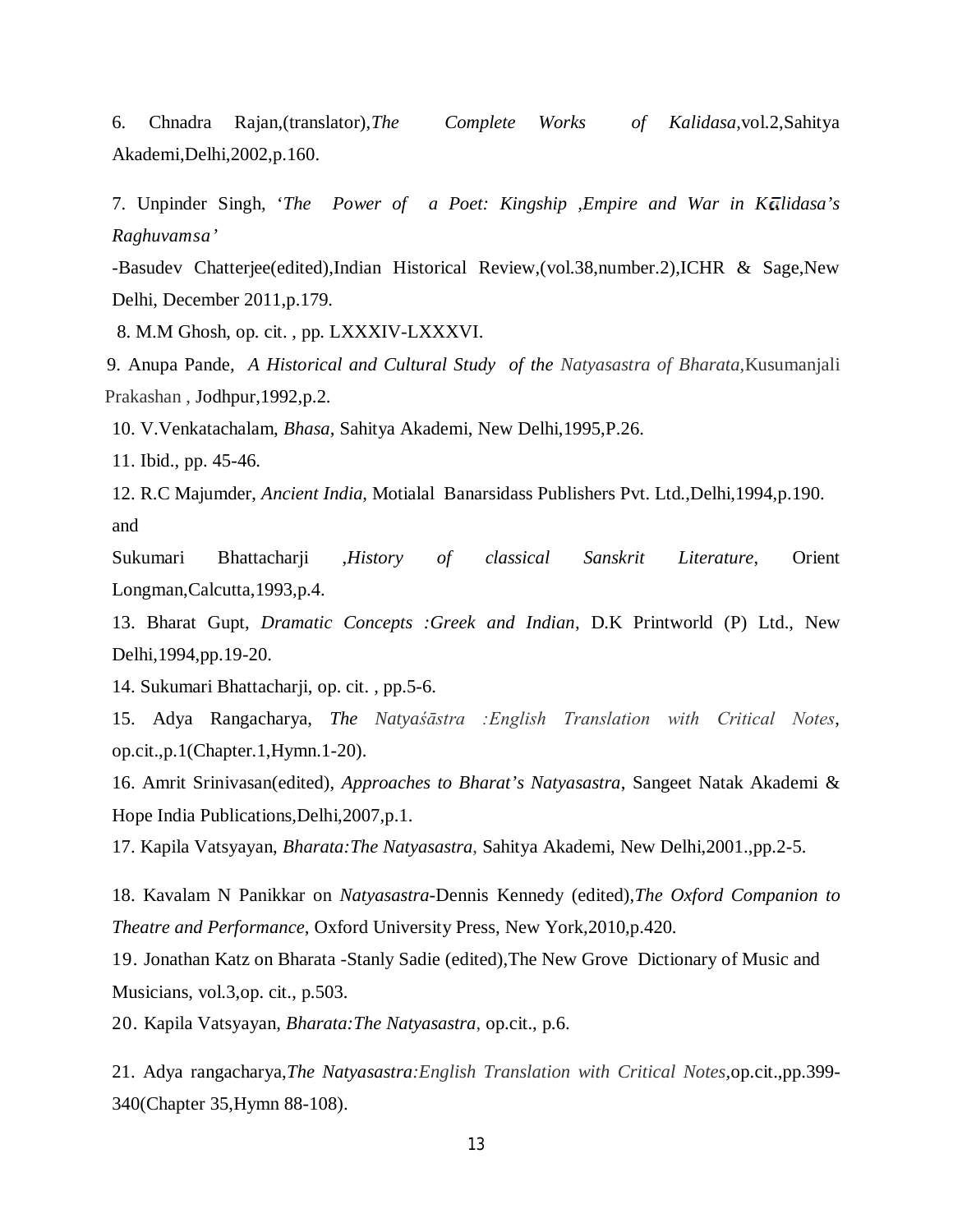6. Chnadra Rajan,(translator),*The Complete Works of Kalidasa*,vol.2,Sahitya Akademi,Delhi,2002,p.160.

7. Unpinder Singh, '*The Power of a Poet: Kingship ,Empire and War in Kālidasa's Raghuvamsa'*

-Basudev Chatterjee(edited),Indian Historical Review,(vol.38,number.2),ICHR & Sage,New Delhi, December 2011,p.179.

8. M.M Ghosh, op. cit. , pp. LXXXIV-LXXXVI.

9. Anupa Pande*, A Historical and Cultural Study of the Natyasastra of Bharata*,Kusumanjali Prakashan , Jodhpur,1992,p.2.

10. V.Venkatachalam, *Bhasa*, Sahitya Akademi, New Delhi,1995,P.26.

11. Ibid., pp. 45-46.

12. R.C Majumder, *Ancient India,* Motialal Banarsidass Publishers Pvt. Ltd.,Delhi,1994,p.190. and

Sukumari Bhattacharji ,*History of classical Sanskrit Literature*, Orient Longman,Calcutta,1993,p.4.

13. Bharat Gupt, *Dramatic Concepts :Greek and Indian*, D.K Printworld (P) Ltd., New Delhi,1994,pp.19-20.

14. Sukumari Bhattacharji, op. cit. , pp.5-6.

15. Adya Rangacharya, *The Natyaśāstra :English Translation with Critical Notes*, op.cit.,p.1(Chapter.1,Hymn.1-20).

16. Amrit Srinivasan(edited), *Approaches to Bharat's Natyasastra*, Sangeet Natak Akademi & Hope India Publications,Delhi,2007,p.1.

17. Kapila Vatsyayan, *Bharata:The Natyasastra*, Sahitya Akademi, New Delhi,2001.,pp.2-5.

18. Kavalam N Panikkar on *Natyasastra*-Dennis Kennedy (edited),*The Oxford Companion to Theatre and Performance*, Oxford University Press, New York,2010,p.420.

19. Jonathan Katz on Bharata -Stanly Sadie (edited),The New Grove Dictionary of Music and Musicians, vol.3,op. cit., p.503.

20. Kapila Vatsyayan, *Bharata:The Natyasastra*, op.cit., p.6.

21. Adya rangacharya,*The Natyasastra:English Translation with Critical Notes*,op.cit.,pp.399-340(Chapter 35,Hymn 88-108).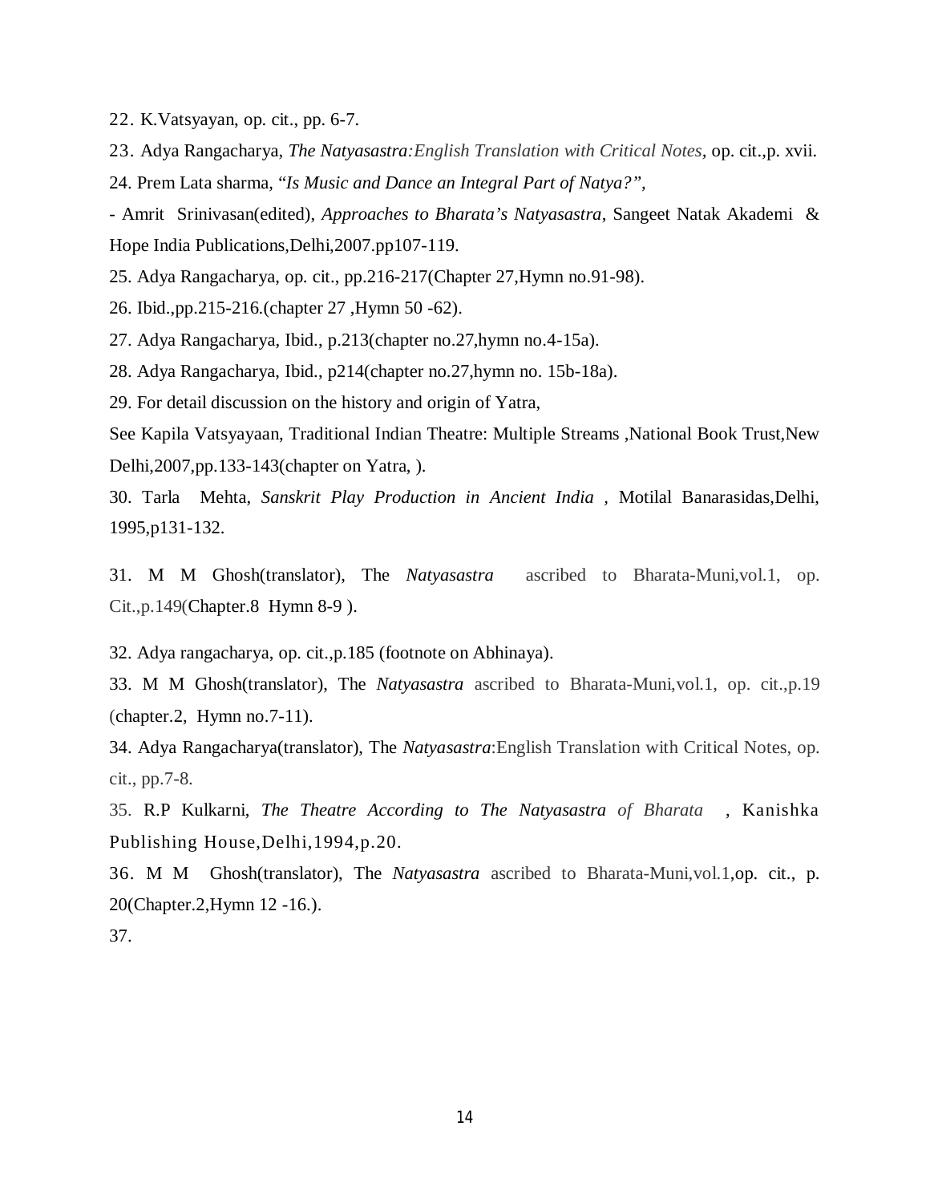22. K.Vatsyayan, op. cit., pp. 6-7.

23. Adya Rangacharya, *The Natyasastra:English Translation with Critical Notes*, op. cit.,p. xvii.

24. Prem Lata sharma, "*Is Music and Dance an Integral Part of Natya?",*

- Amrit Srinivasan(edited), *Approaches to Bharata's Natyasastra*, Sangeet Natak Akademi & Hope India Publications,Delhi,2007.pp107-119.

25. Adya Rangacharya, op. cit., pp.216-217(Chapter 27,Hymn no.91-98).

26. Ibid.,pp.215-216.(chapter 27 ,Hymn 50 -62).

27. Adya Rangacharya, Ibid., p.213(chapter no.27,hymn no.4-15a).

28. Adya Rangacharya, Ibid., p214(chapter no.27,hymn no. 15b-18a).

29. For detail discussion on the history and origin of Yatra,

See Kapila Vatsyayaan, Traditional Indian Theatre: Multiple Streams ,National Book Trust,New Delhi,2007,pp.133-143(chapter on Yatra, ).

30. Tarla Mehta, *Sanskrit Play Production in Ancient India* , Motilal Banarasidas,Delhi, 1995,p131-132.

31. M M Ghosh(translator), The *Natyasastra* ascribed to Bharata-Muni,vol.1, op. Cit.,p.149(Chapter.8 Hymn 8-9 ).

32. Adya rangacharya, op. cit.,p.185 (footnote on Abhinaya).

33. M M Ghosh(translator), The *Natyasastra* ascribed to Bharata-Muni,vol.1, op. cit.,p.19 (chapter.2, Hymn no.7-11).

34. Adya Rangacharya(translator), The *Natyasastra*:English Translation with Critical Notes, op. cit., pp.7-8.

35. R.P Kulkarni, *The Theatre According to The Natyasastra of Bharata* , Kanishka Publishing House,Delhi,1994,p.20.

36. M M Ghosh(translator), The *Natyasastra* ascribed to Bharata-Muni,vol.1,op. cit., p. 20(Chapter.2,Hymn 12 -16.).

37.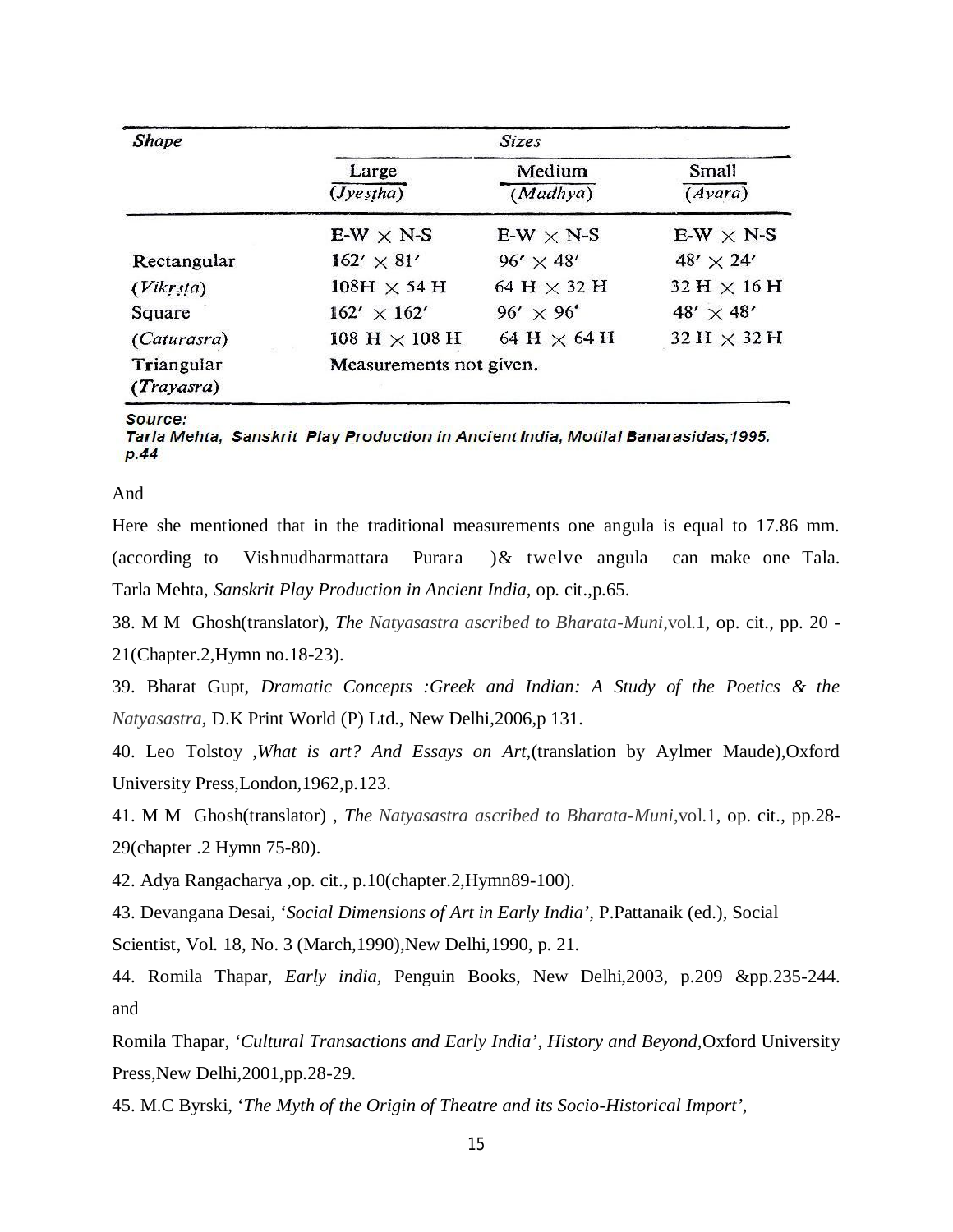| Shape | Sizes | | |
|---|---|---|---|
| | Large (*Jyeṣṭha*) | Medium (*Madhya*) | Small (*Avara*) |
| | E-W × N-S | E-W × N-S | E-W × N-S |
| Rectangular (*Vikṛṣṭa*) | 162′ × 81′<br>108H × 54 H | 96′ × 48′<br>64 H × 32 H | 48′ × 24′<br>32 H × 16 H |
| Square (*Caturasra*) | 162′ × 162′<br>108 H × 108 H | 96′ × 96′<br>64 H × 64 H | 48′ × 48′<br>32 H × 32 H |
| Triangular (*Trayasra*) | Measurements not given. | | |

***Source:***
***Tarla Mehta, Sanskrit Play Production in Ancient India, Motilal Banarasidas,1995. p.44***

And

Here she mentioned that in the traditional measurements one angula is equal to 17.86 mm. (according to Vishnudharmattara Purara )& twelve angula can make one Tala. Tarla Mehta, *Sanskrit Play Production in Ancient India,* op. cit.,p.65.

38. M M Ghosh(translator), *The Natyasastra ascribed to Bharata-Muni*,vol.1, op. cit., pp. 20 -21(Chapter.2,Hymn no.18-23).

39. Bharat Gupt, *Dramatic Concepts :Greek and Indian: A Study of the Poetics & the Natyasastra,* D.K Print World (P) Ltd., New Delhi,2006,p 131.

40. Leo Tolstoy ,*What is art? And Essays on Art,*(translation by Aylmer Maude),Oxford University Press,London,1962,p.123.

41. M M Ghosh(translator) , *The Natyasastra ascribed to Bharata-Muni*,vol.1, op. cit., pp.28-29(chapter .2 Hymn 75-80).

42. Adya Rangacharya ,op. cit., p.10(chapter.2,Hymn89-100).

43. Devangana Desai, '*Social Dimensions of Art in Early India'*, P.Pattanaik (ed.), Social Scientist, Vol. 18, No. 3 (March,1990),New Delhi,1990, p. 21.

44. Romila Thapar, *Early india,* Penguin Books, New Delhi,2003, p.209 &pp.235-244. and

Romila Thapar, '*Cultural Transactions and Early India'*, *History and Beyond*,Oxford University Press,New Delhi,2001,pp.28-29.

45. M.C Byrski, '*The Myth of the Origin of Theatre and its Socio-Historical Import'*,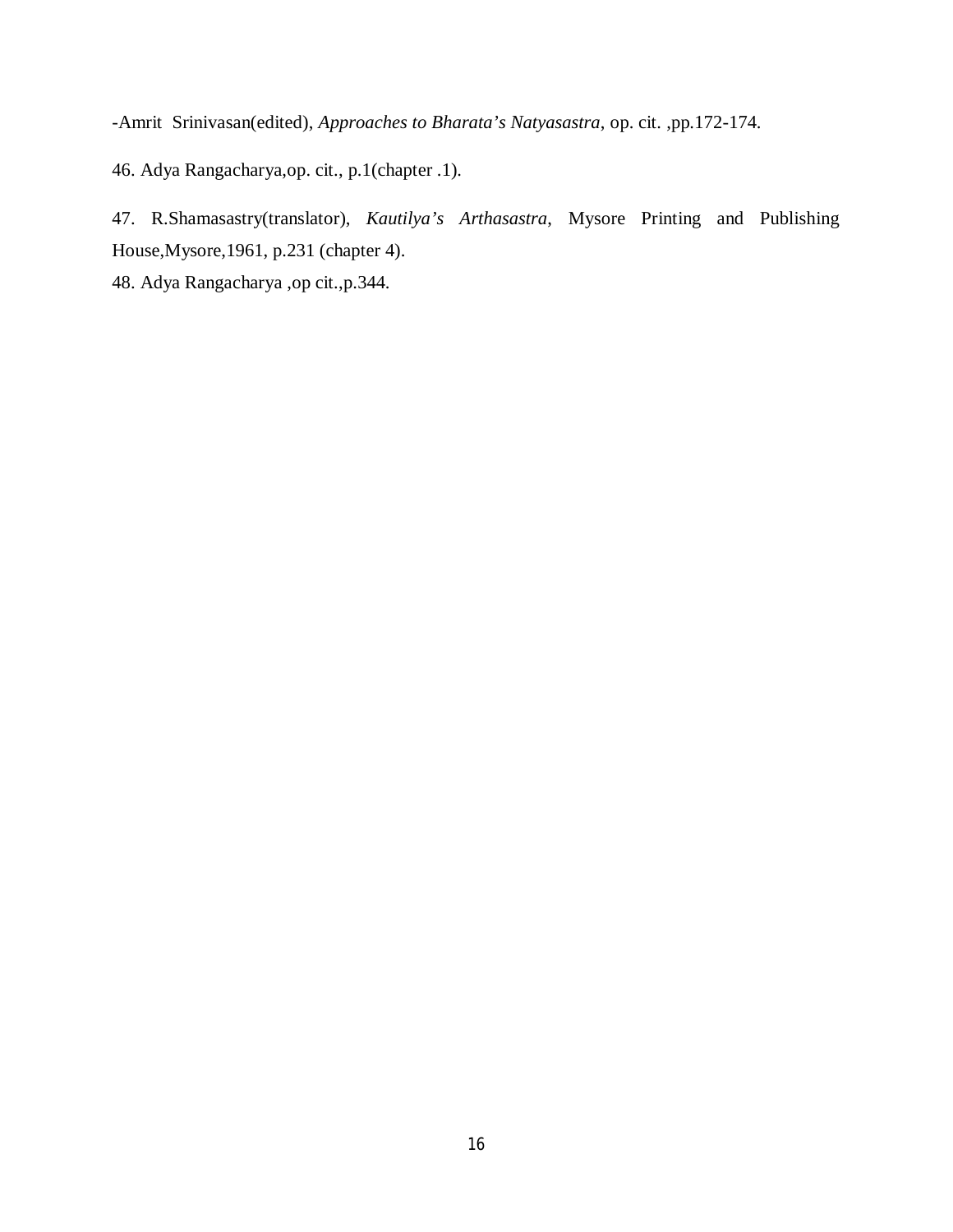-Amrit Srinivasan(edited), *Approaches to Bharata's Natyasastra*, op. cit. ,pp.172-174.

46. Adya Rangacharya,op. cit., p.1(chapter .1).

47. R.Shamasastry(translator), *Kautilya's Arthasastra*, Mysore Printing and Publishing House,Mysore,1961, p.231 (chapter 4).

48. Adya Rangacharya ,op cit.,p.344.